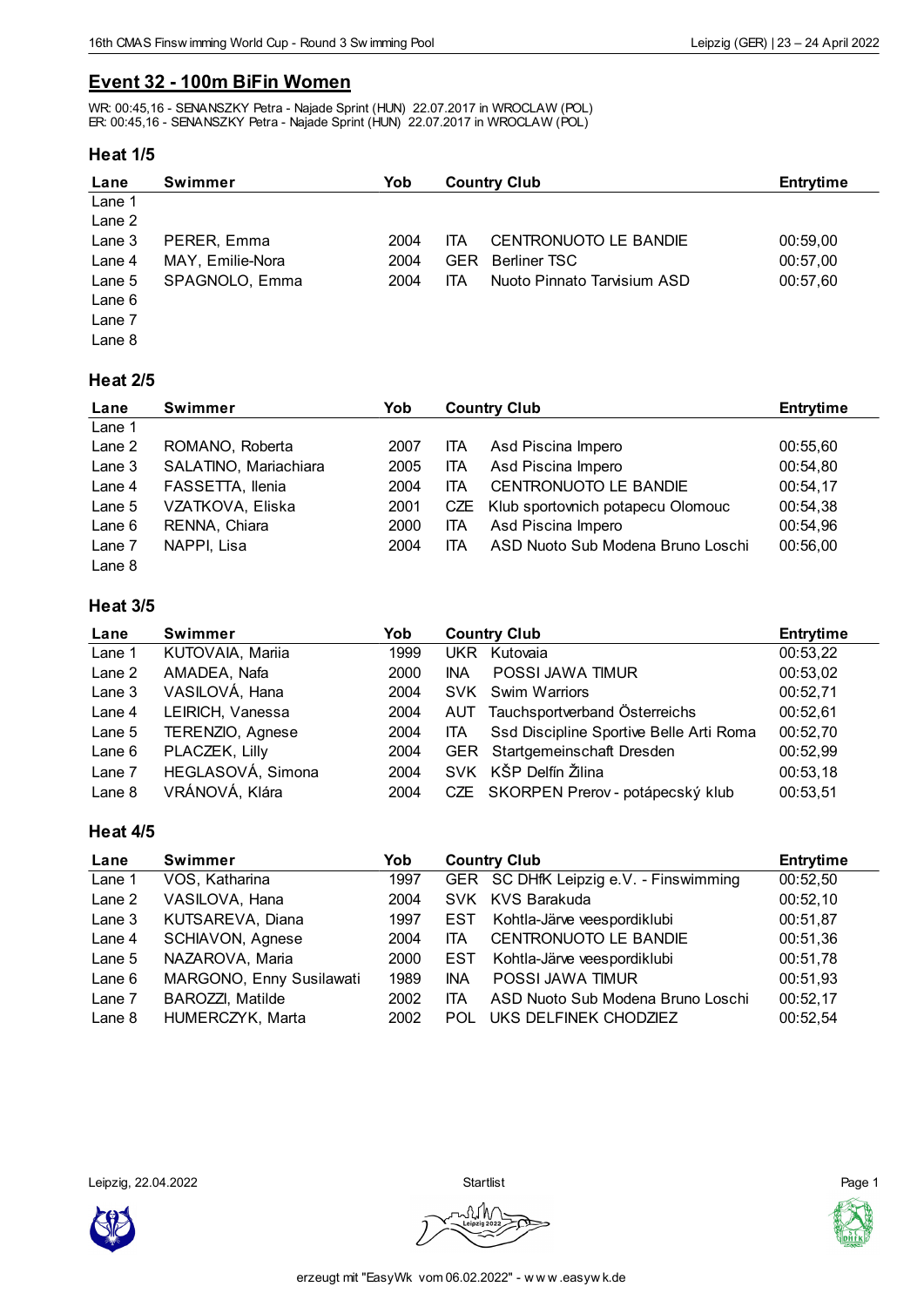## Event 32 - 100m BiFin Women

WR: 00:45,16 - SENANSZKY Petra - Najade Sprint (HUN) 22.07.2017 in WROCLAW (POL)
ER: 00:45,16 - SENANSZKY Petra - Najade Sprint (HUN) 22.07.2017 in WROCLAW (POL)

### Heat 1/5

| Lane | Swimmer | Yob | Country | Club | Entrytime |
|---|---|---|---|---|---|
| Lane 1 | | | | | |
| Lane 2 | | | | | |
| Lane 3 | PERER, Emma | 2004 | ITA | CENTRONUOTO LE BANDIE | 00:59,00 |
| Lane 4 | MAY, Emilie-Nora | 2004 | GER | Berliner TSC | 00:57,00 |
| Lane 5 | SPAGNOLO, Emma | 2004 | ITA | Nuoto Pinnato Tarvisium ASD | 00:57,60 |
| Lane 6 | | | | | |
| Lane 7 | | | | | |
| Lane 8 | | | | | |

### Heat 2/5

| Lane | Swimmer | Yob | Country | Club | Entrytime |
|---|---|---|---|---|---|
| Lane 1 | | | | | |
| Lane 2 | ROMANO, Roberta | 2007 | ITA | Asd Piscina Impero | 00:55,60 |
| Lane 3 | SALATINO, Mariachiara | 2005 | ITA | Asd Piscina Impero | 00:54,80 |
| Lane 4 | FASSETTA, Ilenia | 2004 | ITA | CENTRONUOTO LE BANDIE | 00:54,17 |
| Lane 5 | VZATKOVA, Eliska | 2001 | CZE | Klub sportovnich potapecu Olomouc | 00:54,38 |
| Lane 6 | RENNA, Chiara | 2000 | ITA | Asd Piscina Impero | 00:54,96 |
| Lane 7 | NAPPI, Lisa | 2004 | ITA | ASD Nuoto Sub Modena Bruno Loschi | 00:56,00 |
| Lane 8 | | | | | |

### Heat 3/5

| Lane | Swimmer | Yob | Country | Club | Entrytime |
|---|---|---|---|---|---|
| Lane 1 | KUTOVAIA, Mariia | 1999 | UKR | Kutovaia | 00:53,22 |
| Lane 2 | AMADEA, Nafa | 2000 | INA | POSSI JAWA TIMUR | 00:53,02 |
| Lane 3 | VASILOVÁ, Hana | 2004 | SVK | Swim Warriors | 00:52,71 |
| Lane 4 | LEIRICH, Vanessa | 2004 | AUT | Tauchsportverband Österreichs | 00:52,61 |
| Lane 5 | TERENZIO, Agnese | 2004 | ITA | Ssd Discipline Sportive Belle Arti Roma | 00:52,70 |
| Lane 6 | PLACZEK, Lilly | 2004 | GER | Startgemeinschaft Dresden | 00:52,99 |
| Lane 7 | HEGLASOVÁ, Simona | 2004 | SVK | KŠP Delfín Žilina | 00:53,18 |
| Lane 8 | VRÁNOVÁ, Klára | 2004 | CZE | SKORPEN Prerov - potápecský klub | 00:53,51 |

### Heat 4/5

| Lane | Swimmer | Yob | Country | Club | Entrytime |
|---|---|---|---|---|---|
| Lane 1 | VOS, Katharina | 1997 | GER | SC DHfK Leipzig e.V. - Finswimming | 00:52,50 |
| Lane 2 | VASILOVA, Hana | 2004 | SVK | KVS Barakuda | 00:52,10 |
| Lane 3 | KUTSAREVA, Diana | 1997 | EST | Kohtla-Järve veespordiklubi | 00:51,87 |
| Lane 4 | SCHIAVON, Agnese | 2004 | ITA | CENTRONUOTO LE BANDIE | 00:51,36 |
| Lane 5 | NAZAROVA, Maria | 2000 | EST | Kohtla-Järve veespordiklubi | 00:51,78 |
| Lane 6 | MARGONO, Enny Susilawati | 1989 | INA | POSSI JAWA TIMUR | 00:51,93 |
| Lane 7 | BAROZZI, Matilde | 2002 | ITA | ASD Nuoto Sub Modena Bruno Loschi | 00:52,17 |
| Lane 8 | HUMERCZYK, Marta | 2002 | POL | UKS DELFINEK CHODZIEZ | 00:52,54 |

Leipzig, 22.04.2022 — Startlist

erzeugt mit "EasyWk vom 06.02.2022" - www.easywk.de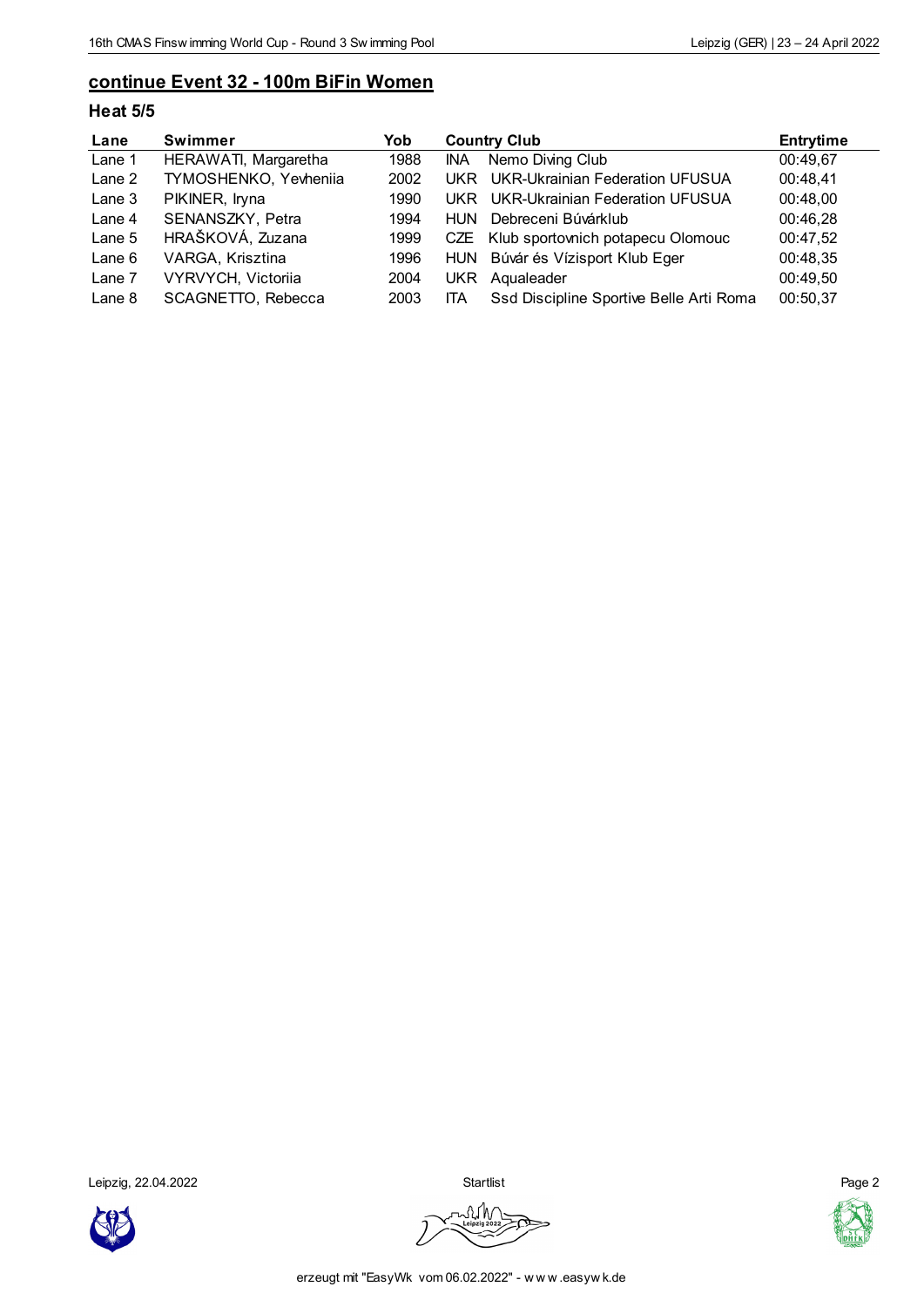## continue Event 32 - 100m BiFin Women

### Heat 5/5

| Lane | Swimmer | Yob | Country | Club | Entrytime |
|---|---|---|---|---|---|
| Lane 1 | HERAWATI, Margaretha | 1988 | INA | Nemo Diving Club | 00:49,67 |
| Lane 2 | TYMOSHENKO, Yevheniia | 2002 | UKR | UKR-Ukrainian Federation UFUSUA | 00:48,41 |
| Lane 3 | PIKINER, Iryna | 1990 | UKR | UKR-Ukrainian Federation UFUSUA | 00:48,00 |
| Lane 4 | SENANSZKY, Petra | 1994 | HUN | Debreceni Búvárklub | 00:46,28 |
| Lane 5 | HRAŠKOVÁ, Zuzana | 1999 | CZE | Klub sportovnich potapecu Olomouc | 00:47,52 |
| Lane 6 | VARGA, Krisztina | 1996 | HUN | Búvár és Vízisport Klub Eger | 00:48,35 |
| Lane 7 | VYRVYCH, Victoriia | 2004 | UKR | Aqualeader | 00:49,50 |
| Lane 8 | SCAGNETTO, Rebecca | 2003 | ITA | Ssd Discipline Sportive Belle Arti Roma | 00:50,37 |

Leipzig, 22.04.2022 Startlist

erzeugt mit "EasyWk vom 06.02.2022" - www.easywk.de